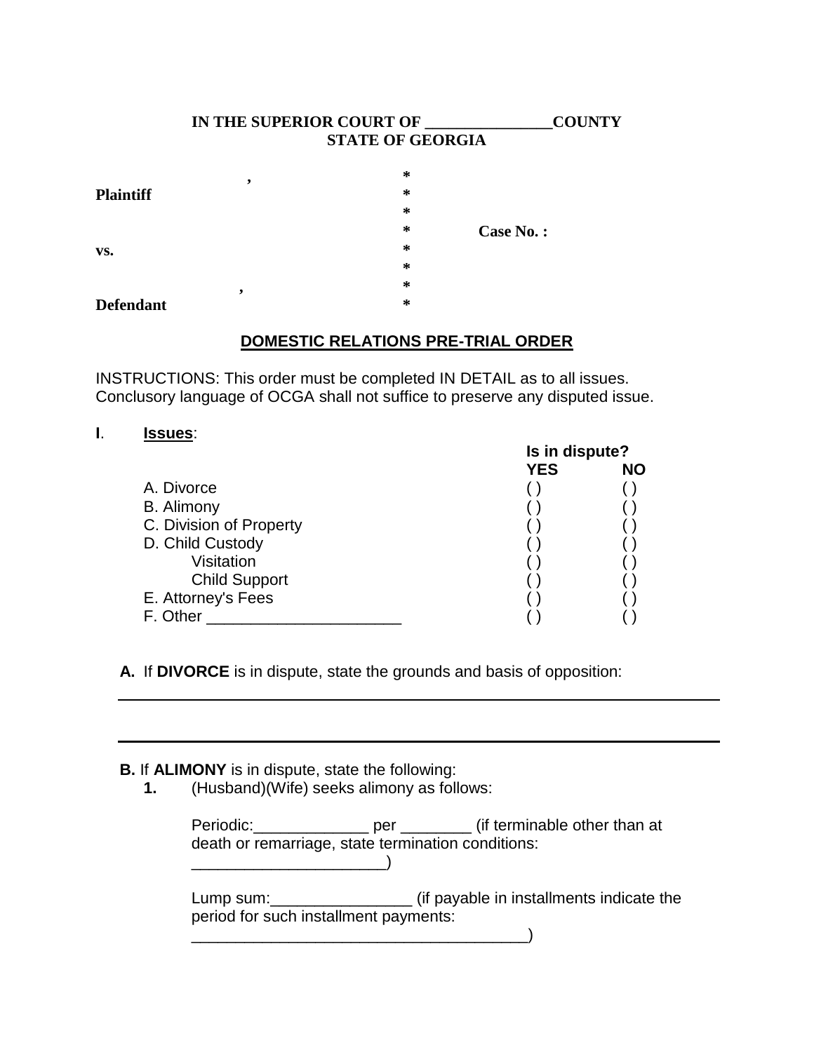**IN THE SUPERIOR COURT OF _______________COUNTY**
**STATE OF GEORGIA**

| | | |
|---|---|---|
| , | * | |
| **Plaintiff** | * | |
| | * | |
| | * | **Case No. :** |
| **vs.** | * | |
| | * | |
| , | * | |
| **Defendant** | * | |

**DOMESTIC RELATIONS PRE-TRIAL ORDER**

INSTRUCTIONS: This order must be completed IN DETAIL as to all issues. Conclusory language of OCGA shall not suffice to preserve any disputed issue.

**I**. **Issues**:

| | Is in dispute? YES | NO |
|---|---|---|
| A. Divorce | ( ) | ( ) |
| B. Alimony | ( ) | ( ) |
| C. Division of Property | ( ) | ( ) |
| D. Child Custody | ( ) | ( ) |
| Visitation | ( ) | ( ) |
| Child Support | ( ) | ( ) |
| E. Attorney's Fees | ( ) | ( ) |
| F. Other ______________________ | ( ) | ( ) |

**A.** If **DIVORCE** is in dispute, state the grounds and basis of opposition:

______________________________________________________________________

______________________________________________________________________

**B.** If **ALIMONY** is in dispute, state the following:

**1.** (Husband)(Wife) seeks alimony as follows:

Periodic:_____________ per ________ (if terminable other than at death or remarriage, state termination conditions: ______________________)

Lump sum:________________ (if payable in installments indicate the period for such installment payments: ______________________________________)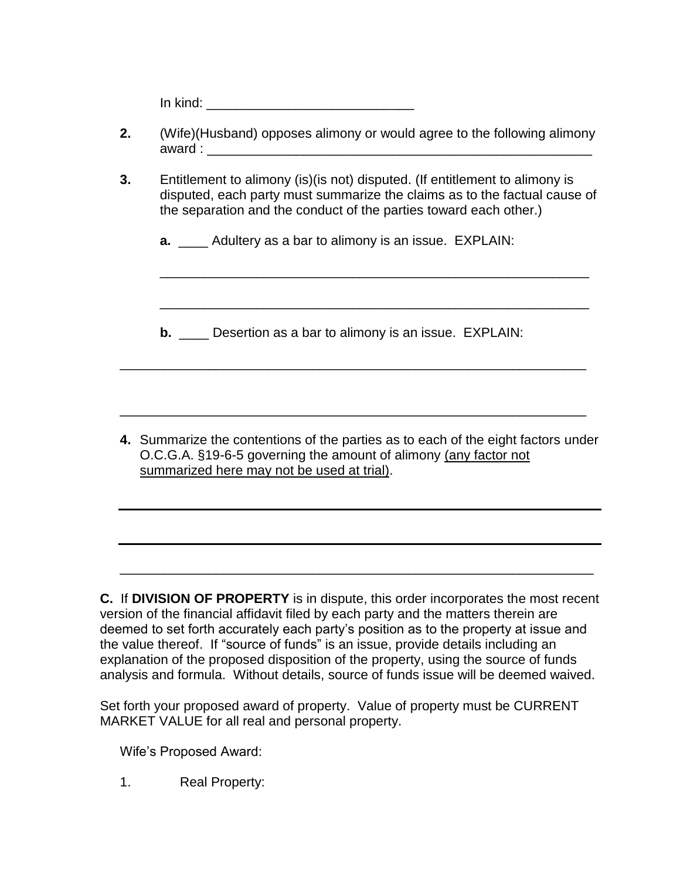In kind: ____________________________

**2.** (Wife)(Husband) opposes alimony or would agree to the following alimony award : ______________________________________________________

**3.** Entitlement to alimony (is)(is not) disputed. (If entitlement to alimony is disputed, each party must summarize the claims as to the factual cause of the separation and the conduct of the parties toward each other.)

**a.** ____ Adultery as a bar to alimony is an issue. EXPLAIN:

____________________________________________________________

____________________________________________________________

**b.** ____ Desertion as a bar to alimony is an issue. EXPLAIN:

__________________________________________________________________

__________________________________________________________________

**4.** Summarize the contentions of the parties as to each of the eight factors under O.C.G.A. §19-6-5 governing the amount of alimony <u>(any factor not summarized here may not be used at trial)</u>.

__________________________________________________________________

__________________________________________________________________

__________________________________________________________________

**C.** If **DIVISION OF PROPERTY** is in dispute, this order incorporates the most recent version of the financial affidavit filed by each party and the matters therein are deemed to set forth accurately each party's position as to the property at issue and the value thereof. If "source of funds" is an issue, provide details including an explanation of the proposed disposition of the property, using the source of funds analysis and formula. Without details, source of funds issue will be deemed waived.

Set forth your proposed award of property. Value of property must be CURRENT MARKET VALUE for all real and personal property.

Wife's Proposed Award:

1. Real Property: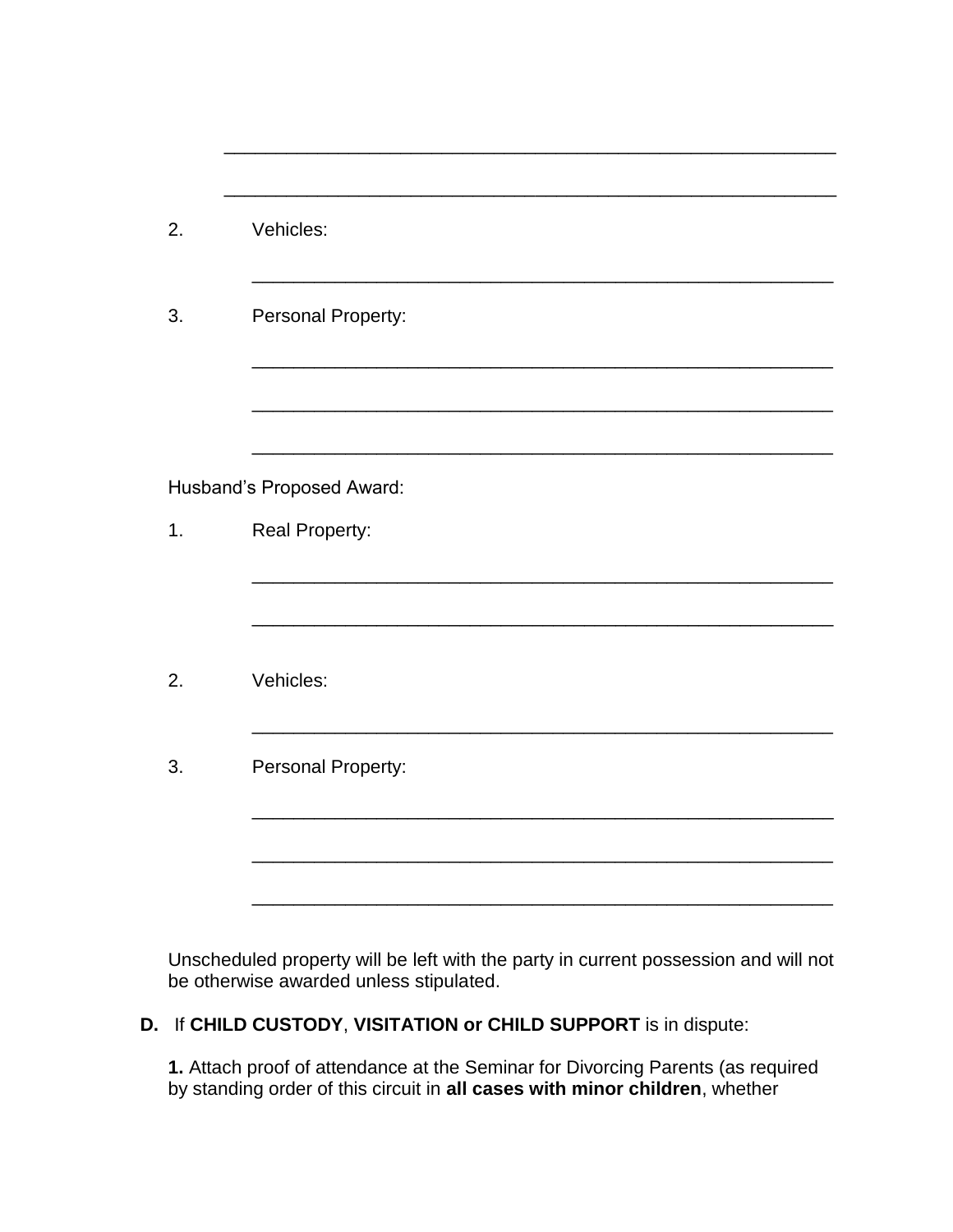\_\_\_\_\_\_\_\_\_\_\_\_\_\_\_\_\_\_\_\_\_\_\_\_\_\_\_\_\_\_\_\_\_\_\_\_\_\_\_\_\_\_\_\_\_\_\_\_\_\_\_\_\_\_\_\_

\_\_\_\_\_\_\_\_\_\_\_\_\_\_\_\_\_\_\_\_\_\_\_\_\_\_\_\_\_\_\_\_\_\_\_\_\_\_\_\_\_\_\_\_\_\_\_\_\_\_\_\_\_\_\_\_

2. Vehicles:

   \_\_\_\_\_\_\_\_\_\_\_\_\_\_\_\_\_\_\_\_\_\_\_\_\_\_\_\_\_\_\_\_\_\_\_\_\_\_\_\_\_\_\_\_\_\_\_\_\_\_\_\_\_\_\_\_

3. Personal Property:

   \_\_\_\_\_\_\_\_\_\_\_\_\_\_\_\_\_\_\_\_\_\_\_\_\_\_\_\_\_\_\_\_\_\_\_\_\_\_\_\_\_\_\_\_\_\_\_\_\_\_\_\_\_\_\_\_

   \_\_\_\_\_\_\_\_\_\_\_\_\_\_\_\_\_\_\_\_\_\_\_\_\_\_\_\_\_\_\_\_\_\_\_\_\_\_\_\_\_\_\_\_\_\_\_\_\_\_\_\_\_\_\_\_

   \_\_\_\_\_\_\_\_\_\_\_\_\_\_\_\_\_\_\_\_\_\_\_\_\_\_\_\_\_\_\_\_\_\_\_\_\_\_\_\_\_\_\_\_\_\_\_\_\_\_\_\_\_\_\_\_

Husband's Proposed Award:

1. Real Property:

   \_\_\_\_\_\_\_\_\_\_\_\_\_\_\_\_\_\_\_\_\_\_\_\_\_\_\_\_\_\_\_\_\_\_\_\_\_\_\_\_\_\_\_\_\_\_\_\_\_\_\_\_\_\_\_\_

   \_\_\_\_\_\_\_\_\_\_\_\_\_\_\_\_\_\_\_\_\_\_\_\_\_\_\_\_\_\_\_\_\_\_\_\_\_\_\_\_\_\_\_\_\_\_\_\_\_\_\_\_\_\_\_\_

2. Vehicles:

   \_\_\_\_\_\_\_\_\_\_\_\_\_\_\_\_\_\_\_\_\_\_\_\_\_\_\_\_\_\_\_\_\_\_\_\_\_\_\_\_\_\_\_\_\_\_\_\_\_\_\_\_\_\_\_\_

3. Personal Property:

   \_\_\_\_\_\_\_\_\_\_\_\_\_\_\_\_\_\_\_\_\_\_\_\_\_\_\_\_\_\_\_\_\_\_\_\_\_\_\_\_\_\_\_\_\_\_\_\_\_\_\_\_\_\_\_\_

   \_\_\_\_\_\_\_\_\_\_\_\_\_\_\_\_\_\_\_\_\_\_\_\_\_\_\_\_\_\_\_\_\_\_\_\_\_\_\_\_\_\_\_\_\_\_\_\_\_\_\_\_\_\_\_\_

   \_\_\_\_\_\_\_\_\_\_\_\_\_\_\_\_\_\_\_\_\_\_\_\_\_\_\_\_\_\_\_\_\_\_\_\_\_\_\_\_\_\_\_\_\_\_\_\_\_\_\_\_\_\_\_\_

Unscheduled property will be left with the party in current possession and will not be otherwise awarded unless stipulated.

**D.** If **CHILD CUSTODY**, **VISITATION or CHILD SUPPORT** is in dispute:

**1.** Attach proof of attendance at the Seminar for Divorcing Parents (as required by standing order of this circuit in **all cases with minor children**, whether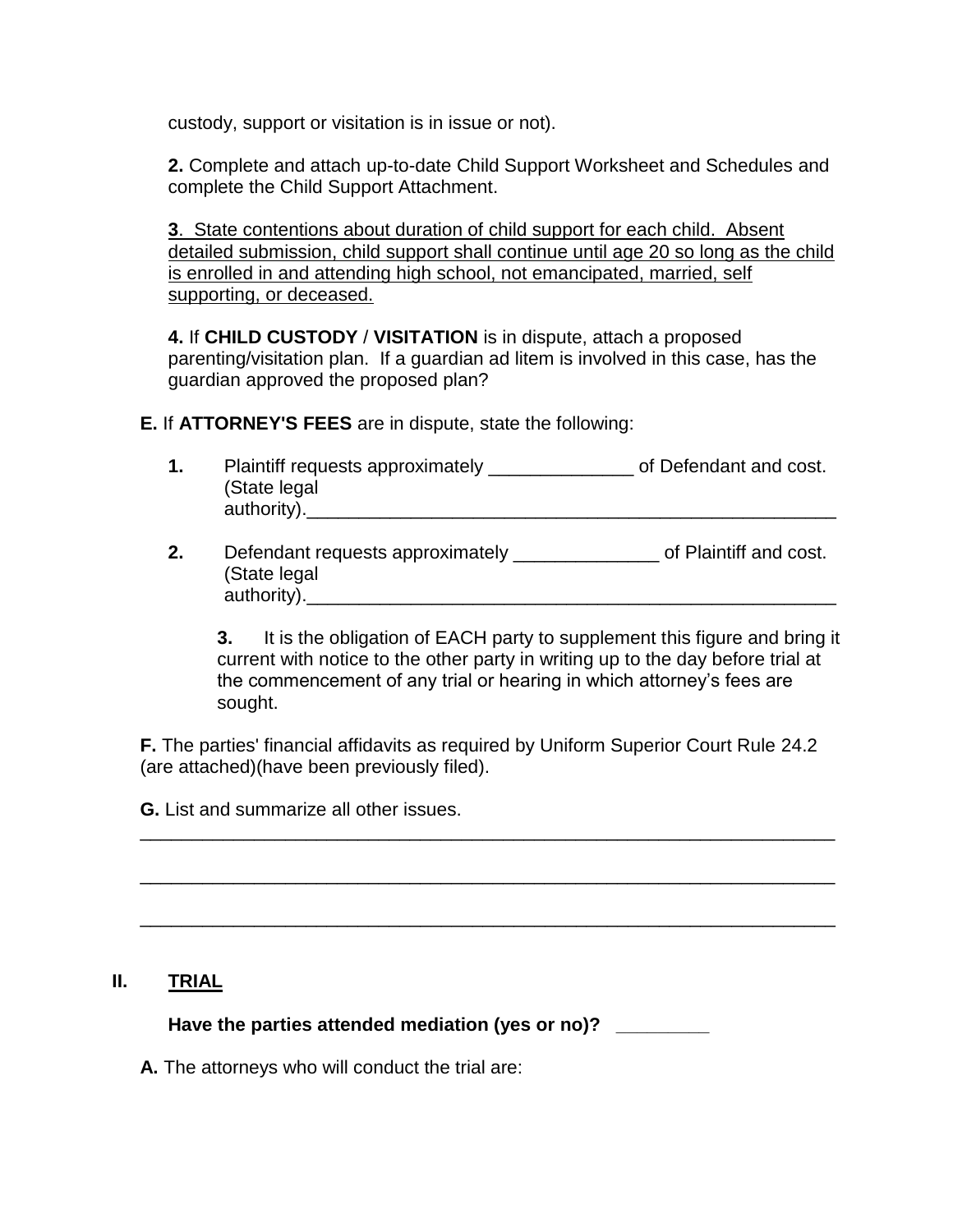custody, support or visitation is in issue or not).

**2.** Complete and attach up-to-date Child Support Worksheet and Schedules and complete the Child Support Attachment.

<u>**3**. State contentions about duration of child support for each child. Absent detailed submission, child support shall continue until age 20 so long as the child is enrolled in and attending high school, not emancipated, married, self supporting, or deceased.</u>

**4.** If **CHILD CUSTODY** / **VISITATION** is in dispute, attach a proposed parenting/visitation plan. If a guardian ad litem is involved in this case, has the guardian approved the proposed plan?

**E.** If **ATTORNEY'S FEES** are in dispute, state the following:

**1.** Plaintiff requests approximately ______________ of Defendant and cost. (State legal authority).____________________________________________________

**2.** Defendant requests approximately ______________ of Plaintiff and cost. (State legal authority).____________________________________________________

**3.** It is the obligation of EACH party to supplement this figure and bring it current with notice to the other party in writing up to the day before trial at the commencement of any trial or hearing in which attorney's fees are sought.

**F.** The parties' financial affidavits as required by Uniform Superior Court Rule 24.2 (are attached)(have been previously filed).

**G.** List and summarize all other issues.
______________________________________________________________________

______________________________________________________________________

______________________________________________________________________

## II. <u>TRIAL</u>

**Have the parties attended mediation (yes or no)? ________**

**A.** The attorneys who will conduct the trial are: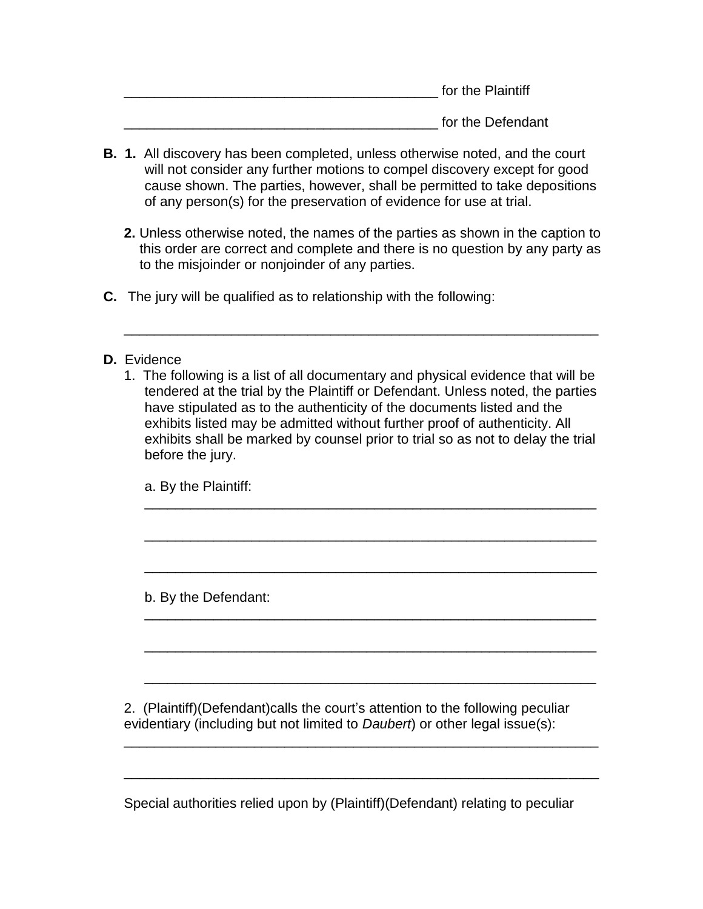________________________________________ for the Plaintiff

________________________________________ for the Defendant

**B. 1.** All discovery has been completed, unless otherwise noted, and the court will not consider any further motions to compel discovery except for good cause shown. The parties, however, shall be permitted to take depositions of any person(s) for the preservation of evidence for use at trial.

**2.** Unless otherwise noted, the names of the parties as shown in the caption to this order are correct and complete and there is no question by any party as to the misjoinder or nonjoinder of any parties.

**C.** The jury will be qualified as to relationship with the following:

____________________________________________________________

**D.** Evidence

1. The following is a list of all documentary and physical evidence that will be tendered at the trial by the Plaintiff or Defendant. Unless noted, the parties have stipulated as to the authenticity of the documents listed and the exhibits listed may be admitted without further proof of authenticity. All exhibits shall be marked by counsel prior to trial so as not to delay the trial before the jury.

   a. By the Plaintiff:
   ____________________________________________________________

   ____________________________________________________________

   ____________________________________________________________

   b. By the Defendant:
   ____________________________________________________________

   ____________________________________________________________

   ____________________________________________________________

2. (Plaintiff)(Defendant)calls the court's attention to the following peculiar evidentiary (including but not limited to *Daubert*) or other legal issue(s):

____________________________________________________________

____________________________________________________________

Special authorities relied upon by (Plaintiff)(Defendant) relating to peculiar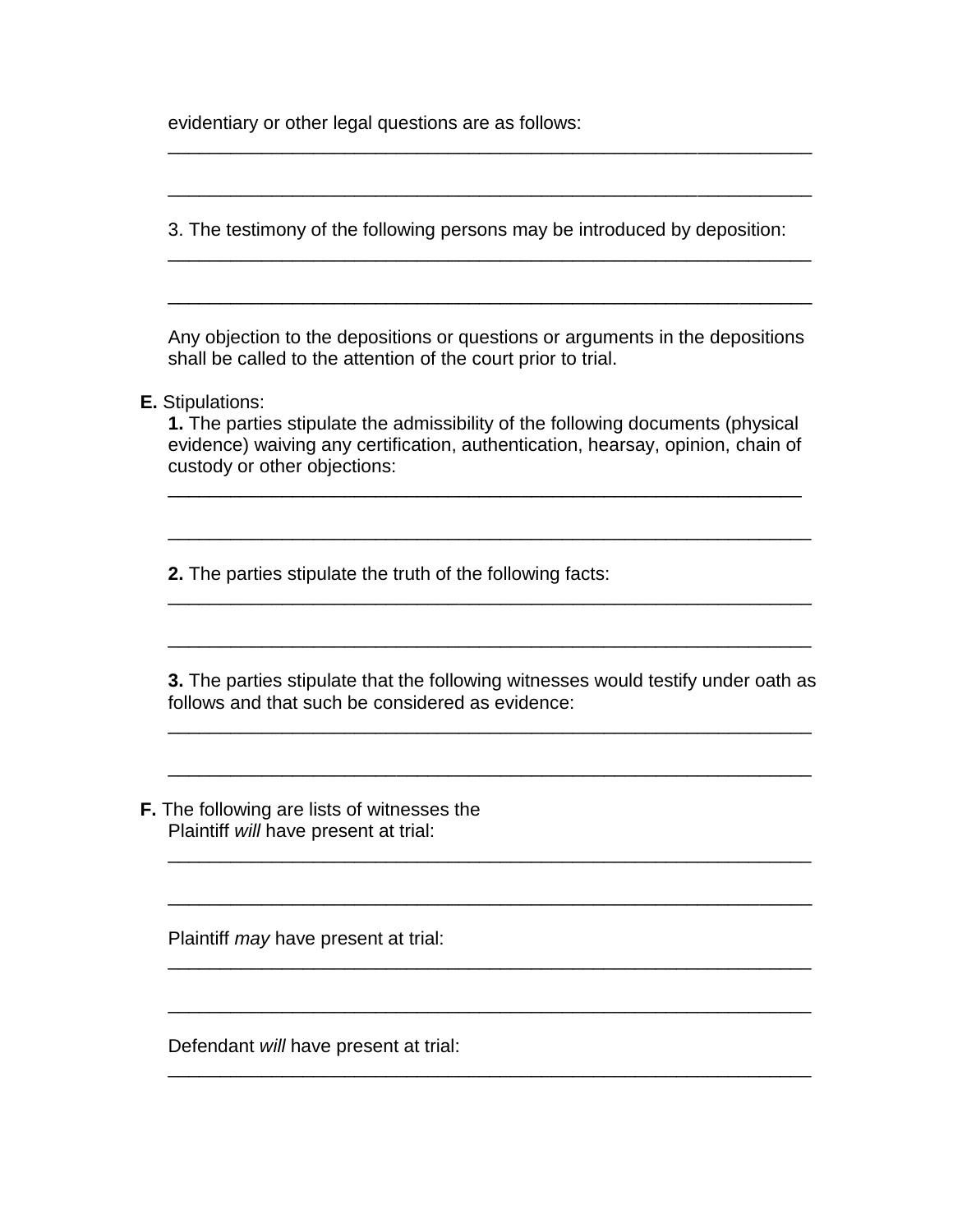evidentiary or other legal questions are as follows:

_________________________________________________________________

_________________________________________________________________

3. The testimony of the following persons may be introduced by deposition:

_________________________________________________________________

_________________________________________________________________

Any objection to the depositions or questions or arguments in the depositions shall be called to the attention of the court prior to trial.

**E.** Stipulations:

**1.** The parties stipulate the admissibility of the following documents (physical evidence) waiving any certification, authentication, hearsay, opinion, chain of custody or other objections:

_________________________________________________________________

_________________________________________________________________

**2.** The parties stipulate the truth of the following facts:

_________________________________________________________________

_________________________________________________________________

**3.** The parties stipulate that the following witnesses would testify under oath as follows and that such be considered as evidence:

_________________________________________________________________

_________________________________________________________________

**F.** The following are lists of witnesses the

Plaintiff *will* have present at trial:

_________________________________________________________________

_________________________________________________________________

Plaintiff *may* have present at trial:

_________________________________________________________________

_________________________________________________________________

Defendant *will* have present at trial:

_________________________________________________________________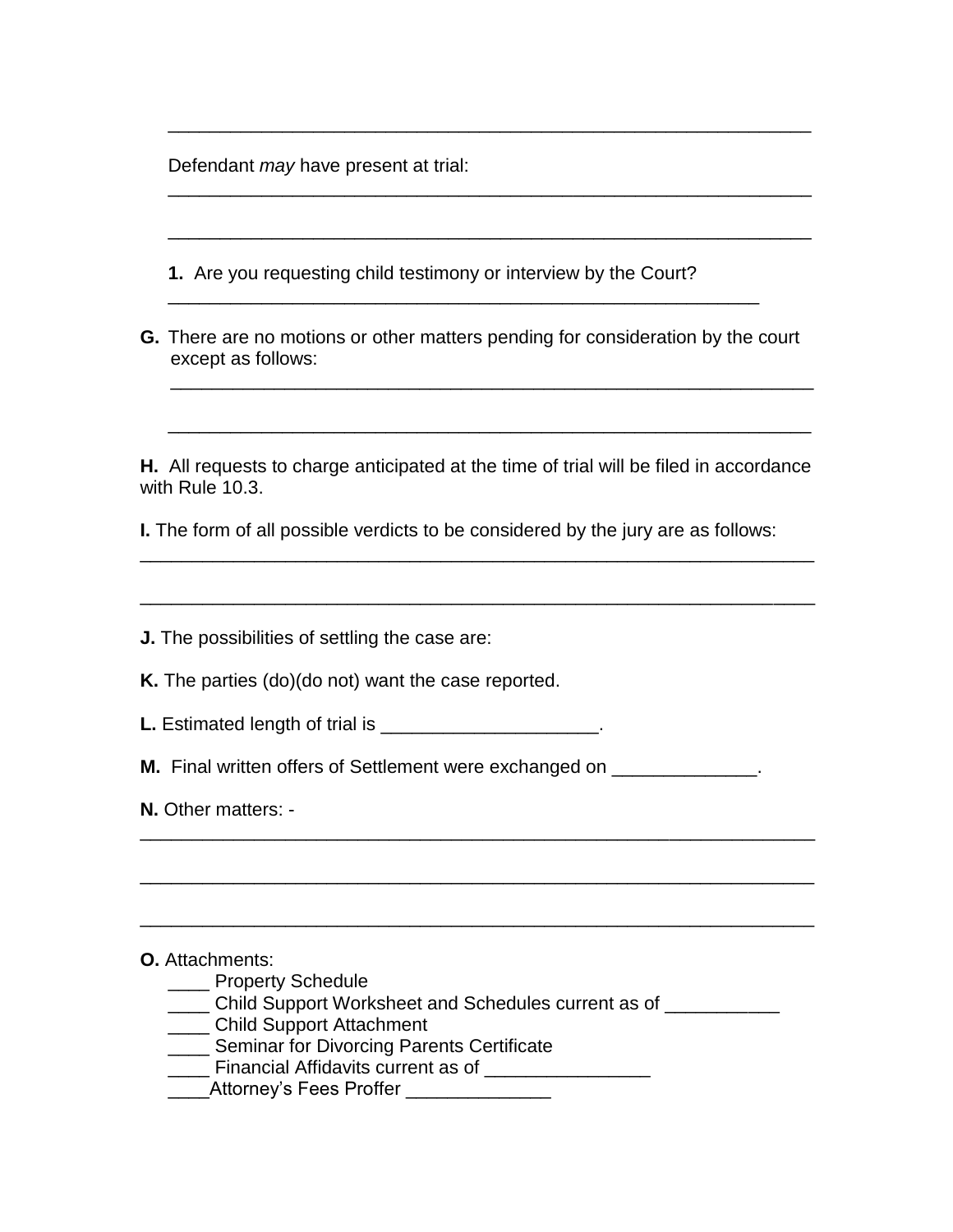______________________________________________________________

Defendant *may* have present at trial:

______________________________________________________________

______________________________________________________________

**1.** Are you requesting child testimony or interview by the Court?

_______________________________________________________

**G.** There are no motions or other matters pending for consideration by the court except as follows:

______________________________________________________________

______________________________________________________________

**H.** All requests to charge anticipated at the time of trial will be filed in accordance with Rule 10.3.

**I.** The form of all possible verdicts to be considered by the jury are as follows:

_________________________________________________________________

_________________________________________________________________

**J.** The possibilities of settling the case are:

**K.** The parties (do)(do not) want the case reported.

**L.** Estimated length of trial is ____________________.

**M.** Final written offers of Settlement were exchanged on _____________.

**N.** Other matters: -

_________________________________________________________________

_________________________________________________________________

_________________________________________________________________

**O.** Attachments:

____ Property Schedule

____ Child Support Worksheet and Schedules current as of ___________

____ Child Support Attachment

____ Seminar for Divorcing Parents Certificate

____ Financial Affidavits current as of ________________

____Attorney's Fees Proffer ______________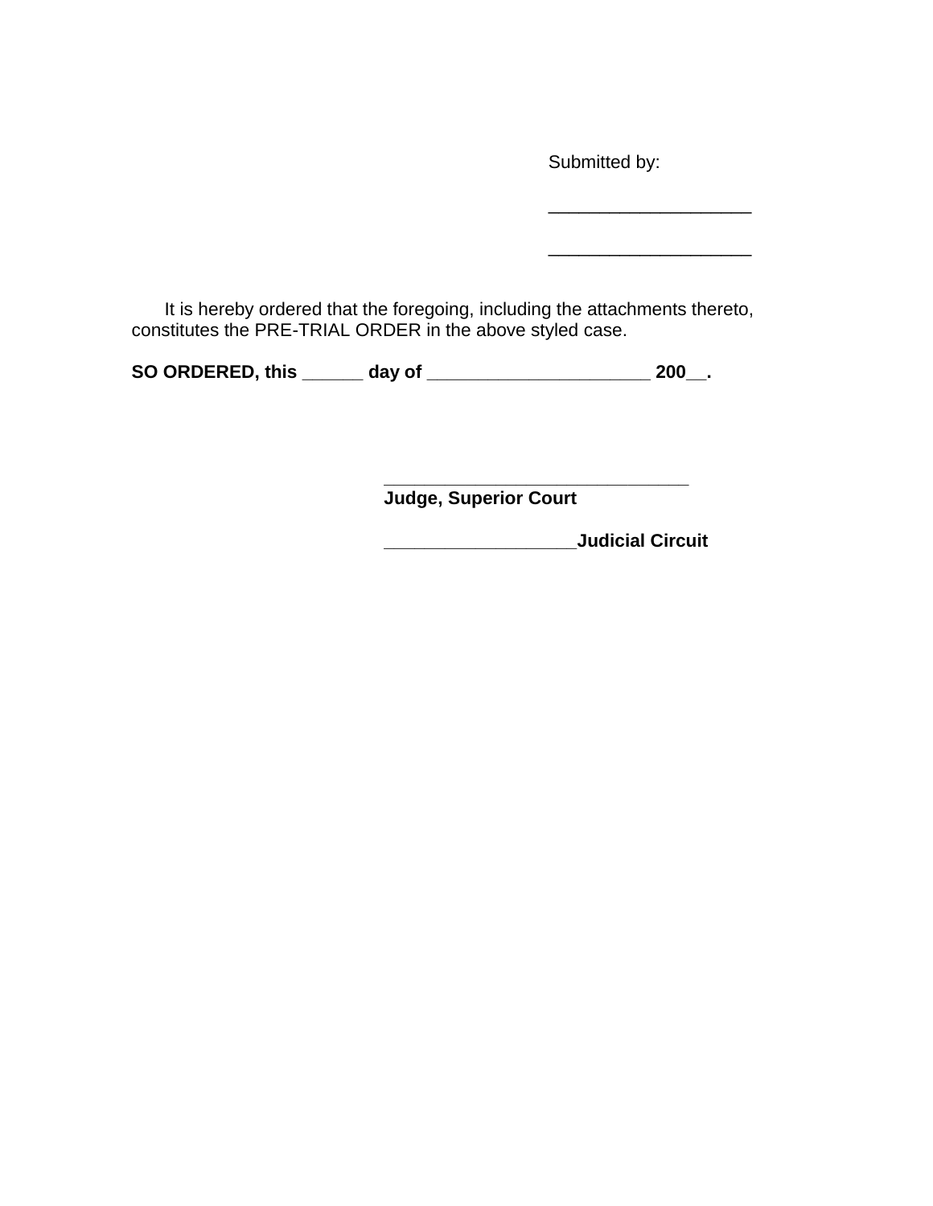Submitted by:

____________________

____________________

It is hereby ordered that the foregoing, including the attachments thereto, constitutes the PRE-TRIAL ORDER in the above styled case.

**SO ORDERED, this ______ day of ______________________ 200__.**

_______________________________
**Judge, Superior Court**

**___________________Judicial Circuit**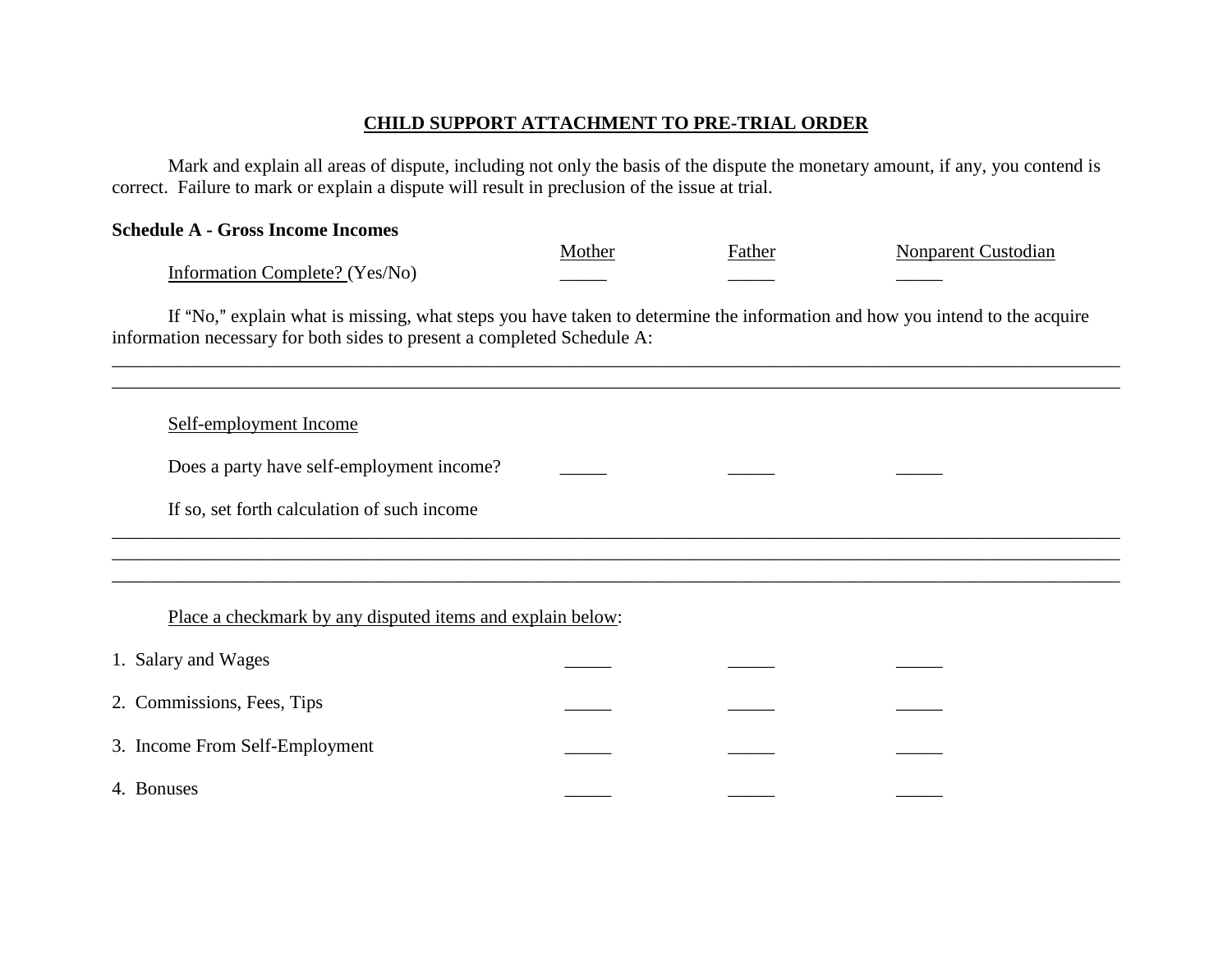## **CHILD SUPPORT ATTACHMENT TO PRE-TRIAL ORDER**

Mark and explain all areas of dispute, including not only the basis of the dispute the monetary amount, if any, you contend is correct. Failure to mark or explain a dispute will result in preclusion of the issue at trial.

**Schedule A - Gross Income Incomes**

| | Mother | Father | Nonparent Custodian |
|---|---|---|---|
| Information Complete? (Yes/No) | _____ | _____ | _____ |

If "No," explain what is missing, what steps you have taken to determine the information and how you intend to the acquire information necessary for both sides to present a completed Schedule A:

________________________________________________________________________________________________
________________________________________________________________________________________________

Self-employment Income

| | Mother | Father | Nonparent Custodian |
|---|---|---|---|
| Does a party have self-employment income? | _____ | _____ | _____ |

If so, set forth calculation of such income

________________________________________________________________________________________________
________________________________________________________________________________________________
________________________________________________________________________________________________

Place a checkmark by any disputed items and explain below:

| | Mother | Father | Nonparent Custodian |
|---|---|---|---|
| 1. Salary and Wages | _____ | _____ | _____ |
| 2. Commissions, Fees, Tips | _____ | _____ | _____ |
| 3. Income From Self-Employment | _____ | _____ | _____ |
| 4. Bonuses | _____ | _____ | _____ |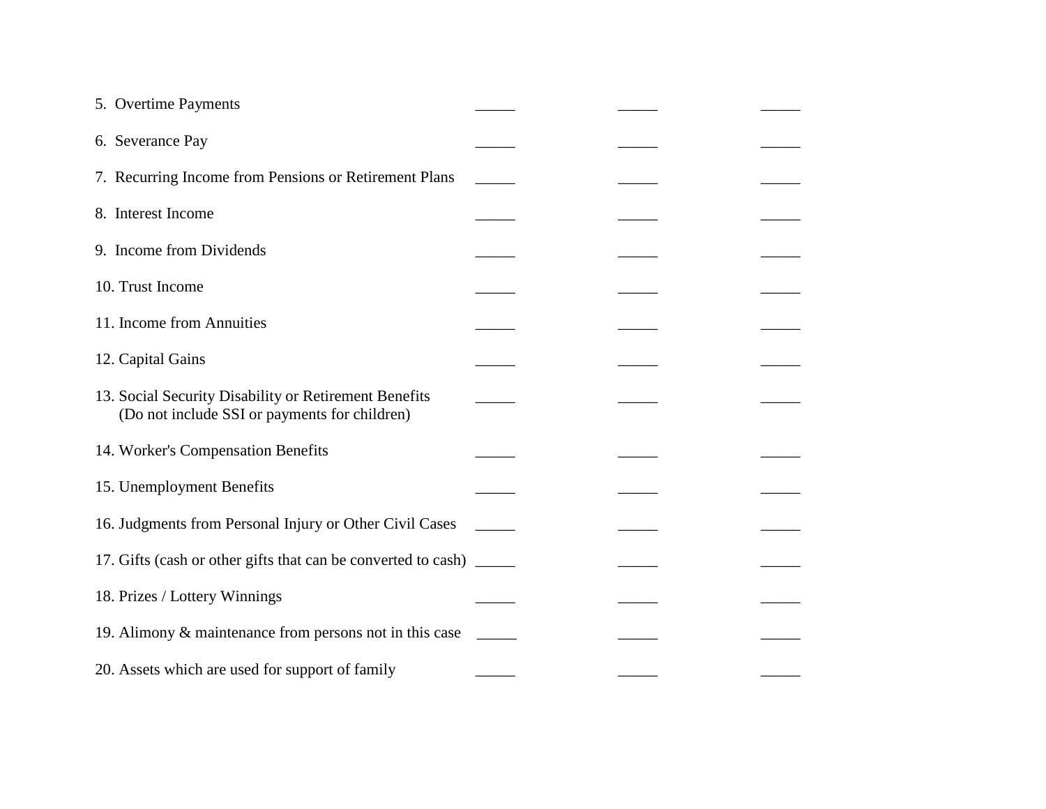| | | | |
|---|---|---|---|
| 5. Overtime Payments | _____ | _____ | _____ |
| 6. Severance Pay | _____ | _____ | _____ |
| 7. Recurring Income from Pensions or Retirement Plans | _____ | _____ | _____ |
| 8. Interest Income | _____ | _____ | _____ |
| 9. Income from Dividends | _____ | _____ | _____ |
| 10. Trust Income | _____ | _____ | _____ |
| 11. Income from Annuities | _____ | _____ | _____ |
| 12. Capital Gains | _____ | _____ | _____ |
| 13. Social Security Disability or Retirement Benefits (Do not include SSI or payments for children) | _____ | _____ | _____ |
| 14. Worker's Compensation Benefits | _____ | _____ | _____ |
| 15. Unemployment Benefits | _____ | _____ | _____ |
| 16. Judgments from Personal Injury or Other Civil Cases | _____ | _____ | _____ |
| 17. Gifts (cash or other gifts that can be converted to cash) | _____ | _____ | _____ |
| 18. Prizes / Lottery Winnings | _____ | _____ | _____ |
| 19. Alimony & maintenance from persons not in this case | _____ | _____ | _____ |
| 20. Assets which are used for support of family | _____ | _____ | _____ |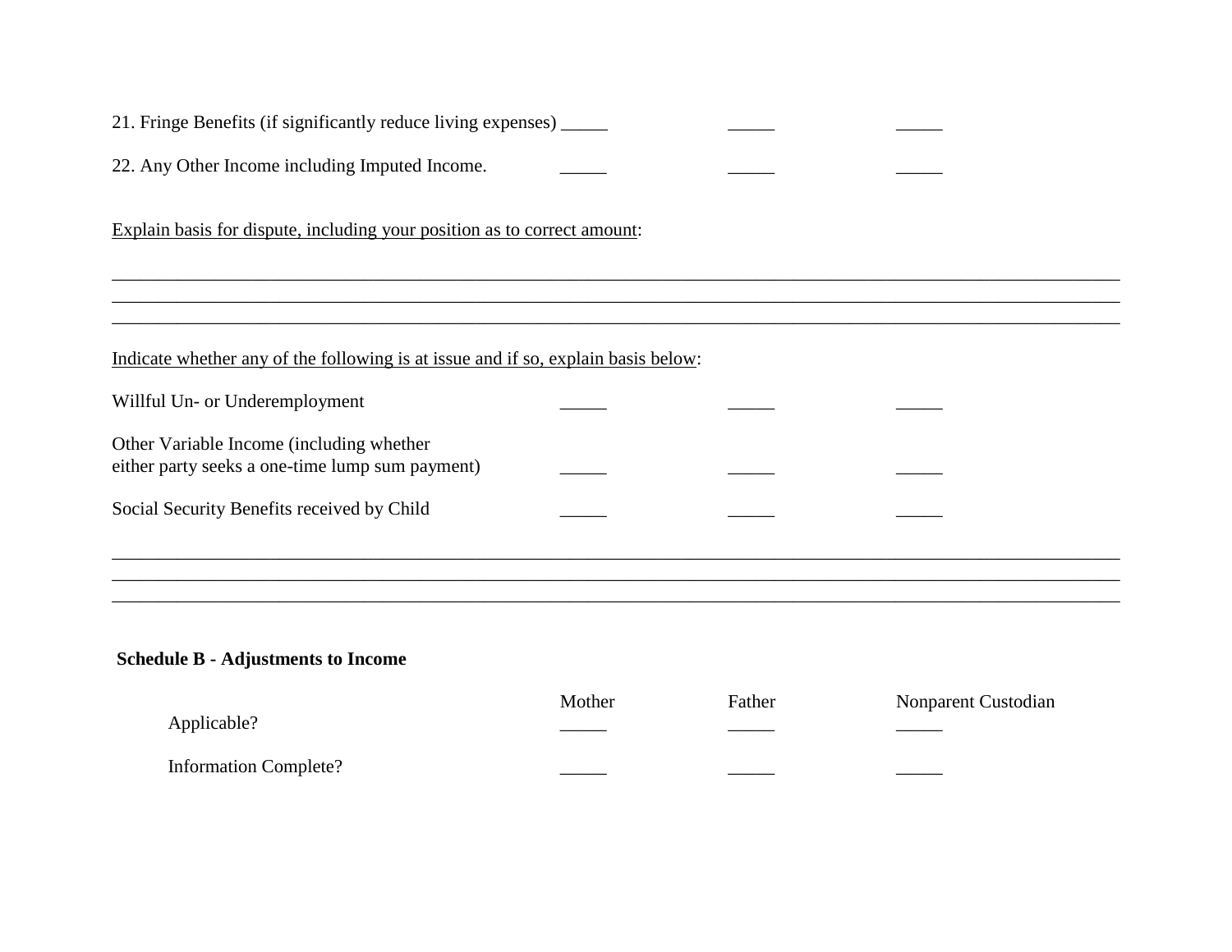21. Fringe Benefits (if significantly reduce living expenses) _____ _____ _____

22. Any Other Income including Imputed Income. _____ _____ _____

Explain basis for dispute, including your position as to correct amount:

___________________________________________________________________________
___________________________________________________________________________
___________________________________________________________________________

Indicate whether any of the following is at issue and if so, explain basis below:

| | | | |
|---|---|---|---|
| Willful Un- or Underemployment | _____ | _____ | _____ |
| Other Variable Income (including whether either party seeks a one-time lump sum payment) | _____ | _____ | _____ |
| Social Security Benefits received by Child | _____ | _____ | _____ |

___________________________________________________________________________
___________________________________________________________________________
___________________________________________________________________________

**Schedule B - Adjustments to Income**

| | Mother | Father | Nonparent Custodian |
|---|---|---|---|
| Applicable? | _____ | _____ | _____ |
| Information Complete? | _____ | _____ | _____ |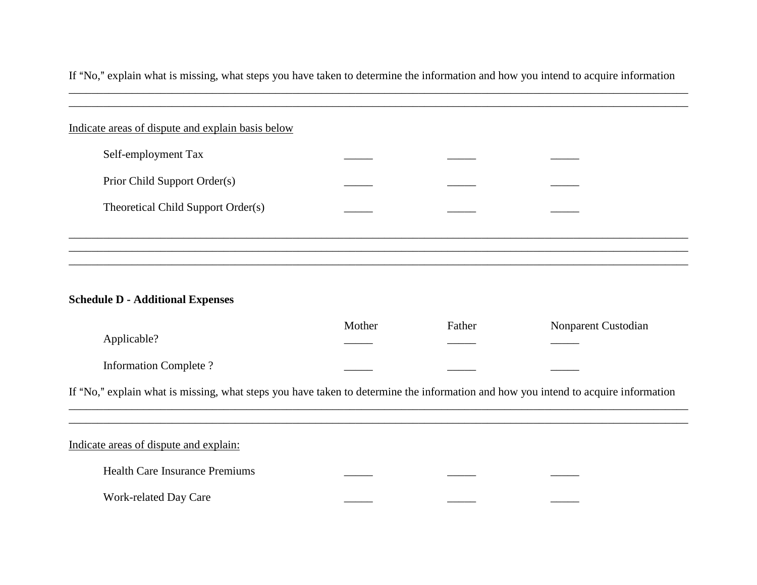If "No," explain what is missing, what steps you have taken to determine the information and how you intend to acquire information

______________________________________________________________________________________________________

______________________________________________________________________________________________________

<u>Indicate areas of dispute and explain basis below</u>

| | | | |
|---|---|---|---|
| Self-employment Tax | _____ | _____ | _____ |
| Prior Child Support Order(s) | _____ | _____ | _____ |
| Theoretical Child Support Order(s) | _____ | _____ | _____ |

______________________________________________________________________________________________________

______________________________________________________________________________________________________

______________________________________________________________________________________________________

**Schedule D - Additional Expenses**

| | Mother | Father | Nonparent Custodian |
|---|---|---|---|
| Applicable? | _____ | _____ | _____ |
| Information Complete ? | _____ | _____ | _____ |

If "No," explain what is missing, what steps you have taken to determine the information and how you intend to acquire information

______________________________________________________________________________________________________

______________________________________________________________________________________________________

<u>Indicate areas of dispute and explain:</u>

| | | | |
|---|---|---|---|
| Health Care Insurance Premiums | _____ | _____ | _____ |
| Work-related Day Care | _____ | _____ | _____ |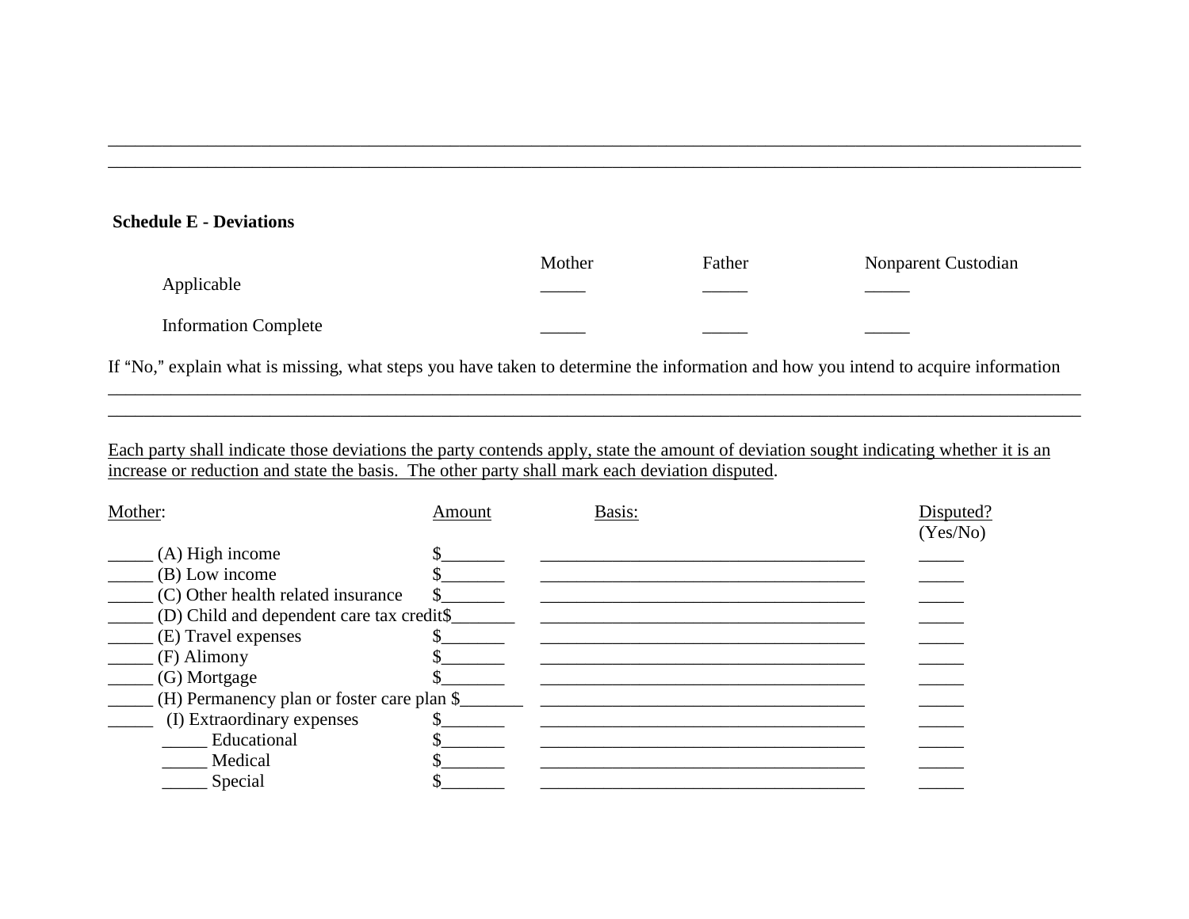\_\_\_\_\_\_\_\_\_\_\_\_\_\_\_\_\_\_\_\_\_\_\_\_\_\_\_\_\_\_\_\_\_\_\_\_\_\_\_\_\_\_\_\_\_\_\_\_\_\_\_\_\_\_\_\_\_\_\_\_\_\_\_\_\_\_\_\_\_\_\_\_\_\_\_\_\_\_\_\_\_\_\_\_\_\_\_\_\_\_\_\_

\_\_\_\_\_\_\_\_\_\_\_\_\_\_\_\_\_\_\_\_\_\_\_\_\_\_\_\_\_\_\_\_\_\_\_\_\_\_\_\_\_\_\_\_\_\_\_\_\_\_\_\_\_\_\_\_\_\_\_\_\_\_\_\_\_\_\_\_\_\_\_\_\_\_\_\_\_\_\_\_\_\_\_\_\_\_\_\_\_\_\_\_

**Schedule E - Deviations**

| | Mother | Father | Nonparent Custodian |
|---|---|---|---|
| Applicable | \_\_\_\_\_ | \_\_\_\_\_ | \_\_\_\_\_ |
| Information Complete | \_\_\_\_\_ | \_\_\_\_\_ | \_\_\_\_\_ |

If "No," explain what is missing, what steps you have taken to determine the information and how you intend to acquire information

\_\_\_\_\_\_\_\_\_\_\_\_\_\_\_\_\_\_\_\_\_\_\_\_\_\_\_\_\_\_\_\_\_\_\_\_\_\_\_\_\_\_\_\_\_\_\_\_\_\_\_\_\_\_\_\_\_\_\_\_\_\_\_\_\_\_\_\_\_\_\_\_\_\_\_\_\_\_\_\_\_\_\_\_\_\_\_\_\_\_\_\_

\_\_\_\_\_\_\_\_\_\_\_\_\_\_\_\_\_\_\_\_\_\_\_\_\_\_\_\_\_\_\_\_\_\_\_\_\_\_\_\_\_\_\_\_\_\_\_\_\_\_\_\_\_\_\_\_\_\_\_\_\_\_\_\_\_\_\_\_\_\_\_\_\_\_\_\_\_\_\_\_\_\_\_\_\_\_\_\_\_\_\_\_

<u>Each party shall indicate those deviations the party contends apply, state the amount of deviation sought indicating whether it is an increase or reduction and state the basis. The other party shall mark each deviation disputed</u>.

| <u>Mother</u>: | <u>Amount</u> | <u>Basis:</u> | <u>Disputed?</u> (Yes/No) |
|---|---|---|---|
| \_\_\_\_\_ (A) High income | $\_\_\_\_\_\_\_ | \_\_\_\_\_\_\_\_\_\_\_\_\_\_\_\_\_\_\_\_\_\_\_\_\_\_\_\_\_\_\_\_\_\_\_\_\_\_ | \_\_\_\_\_ |
| \_\_\_\_\_ (B) Low income | $\_\_\_\_\_\_\_ | \_\_\_\_\_\_\_\_\_\_\_\_\_\_\_\_\_\_\_\_\_\_\_\_\_\_\_\_\_\_\_\_\_\_\_\_\_\_ | \_\_\_\_\_ |
| \_\_\_\_\_ (C) Other health related insurance | $\_\_\_\_\_\_\_ | \_\_\_\_\_\_\_\_\_\_\_\_\_\_\_\_\_\_\_\_\_\_\_\_\_\_\_\_\_\_\_\_\_\_\_\_\_\_ | \_\_\_\_\_ |
| \_\_\_\_\_ (D) Child and dependent care tax credit | $\_\_\_\_\_\_\_ | \_\_\_\_\_\_\_\_\_\_\_\_\_\_\_\_\_\_\_\_\_\_\_\_\_\_\_\_\_\_\_\_\_\_\_\_\_\_ | \_\_\_\_\_ |
| \_\_\_\_\_ (E) Travel expenses | $\_\_\_\_\_\_\_ | \_\_\_\_\_\_\_\_\_\_\_\_\_\_\_\_\_\_\_\_\_\_\_\_\_\_\_\_\_\_\_\_\_\_\_\_\_\_ | \_\_\_\_\_ |
| \_\_\_\_\_ (F) Alimony | $\_\_\_\_\_\_\_ | \_\_\_\_\_\_\_\_\_\_\_\_\_\_\_\_\_\_\_\_\_\_\_\_\_\_\_\_\_\_\_\_\_\_\_\_\_\_ | \_\_\_\_\_ |
| \_\_\_\_\_ (G) Mortgage | $\_\_\_\_\_\_\_ | \_\_\_\_\_\_\_\_\_\_\_\_\_\_\_\_\_\_\_\_\_\_\_\_\_\_\_\_\_\_\_\_\_\_\_\_\_\_ | \_\_\_\_\_ |
| \_\_\_\_\_ (H) Permanency plan or foster care plan | $\_\_\_\_\_\_\_ | \_\_\_\_\_\_\_\_\_\_\_\_\_\_\_\_\_\_\_\_\_\_\_\_\_\_\_\_\_\_\_\_\_\_\_\_\_\_ | \_\_\_\_\_ |
| \_\_\_\_\_ (I) Extraordinary expenses | $\_\_\_\_\_\_\_ | \_\_\_\_\_\_\_\_\_\_\_\_\_\_\_\_\_\_\_\_\_\_\_\_\_\_\_\_\_\_\_\_\_\_\_\_\_\_ | \_\_\_\_\_ |
| &nbsp;&nbsp;&nbsp;&nbsp;\_\_\_\_\_ Educational | $\_\_\_\_\_\_\_ | \_\_\_\_\_\_\_\_\_\_\_\_\_\_\_\_\_\_\_\_\_\_\_\_\_\_\_\_\_\_\_\_\_\_\_\_\_\_ | \_\_\_\_\_ |
| &nbsp;&nbsp;&nbsp;&nbsp;\_\_\_\_\_ Medical | $\_\_\_\_\_\_\_ | \_\_\_\_\_\_\_\_\_\_\_\_\_\_\_\_\_\_\_\_\_\_\_\_\_\_\_\_\_\_\_\_\_\_\_\_\_\_ | \_\_\_\_\_ |
| &nbsp;&nbsp;&nbsp;&nbsp;\_\_\_\_\_ Special | $\_\_\_\_\_\_\_ | \_\_\_\_\_\_\_\_\_\_\_\_\_\_\_\_\_\_\_\_\_\_\_\_\_\_\_\_\_\_\_\_\_\_\_\_\_\_ | \_\_\_\_\_ |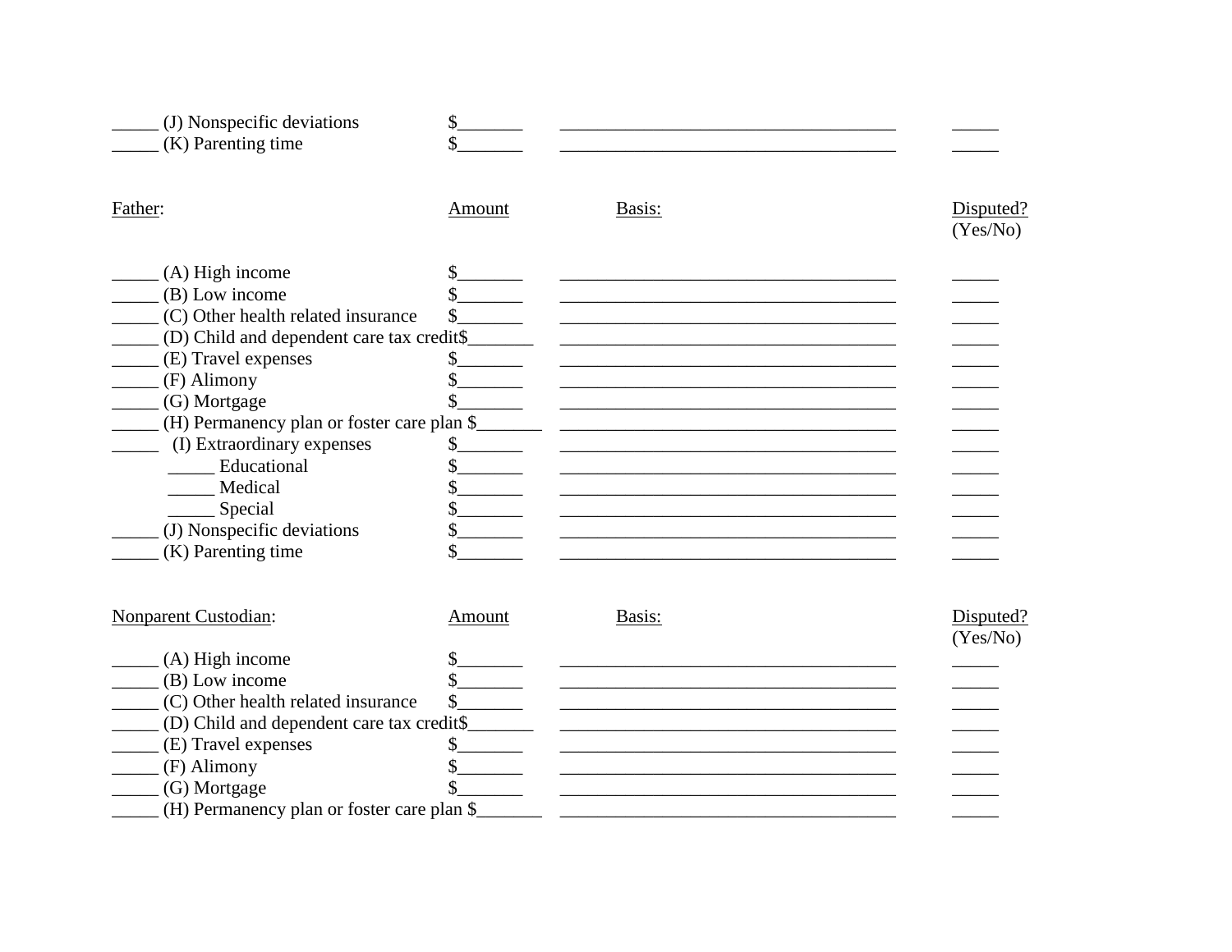_____ (J) Nonspecific deviations $_______ _____________________________________ _____
_____ (K) Parenting time $_______ _____________________________________ _____

| Father: | Amount | Basis: | Disputed? (Yes/No) |
|---|---|---|---|
| _____ (A) High income | $_______ | _____________________________________ | _____ |
| _____ (B) Low income | $_______ | _____________________________________ | _____ |
| _____ (C) Other health related insurance | $_______ | _____________________________________ | _____ |
| _____ (D) Child and dependent care tax credit | $_______ | _____________________________________ | _____ |
| _____ (E) Travel expenses | $_______ | _____________________________________ | _____ |
| _____ (F) Alimony | $_______ | _____________________________________ | _____ |
| _____ (G) Mortgage | $_______ | _____________________________________ | _____ |
| _____ (H) Permanency plan or foster care plan | $_______ | _____________________________________ | _____ |
| _____ (I) Extraordinary expenses | $_______ | _____________________________________ | _____ |
| _____ Educational | $_______ | _____________________________________ | _____ |
| _____ Medical | $_______ | _____________________________________ | _____ |
| _____ Special | $_______ | _____________________________________ | _____ |
| _____ (J) Nonspecific deviations | $_______ | _____________________________________ | _____ |
| _____ (K) Parenting time | $_______ | _____________________________________ | _____ |

| Nonparent Custodian: | Amount | Basis: | Disputed? (Yes/No) |
|---|---|---|---|
| _____ (A) High income | $_______ | _____________________________________ | _____ |
| _____ (B) Low income | $_______ | _____________________________________ | _____ |
| _____ (C) Other health related insurance | $_______ | _____________________________________ | _____ |
| _____ (D) Child and dependent care tax credit | $_______ | _____________________________________ | _____ |
| _____ (E) Travel expenses | $_______ | _____________________________________ | _____ |
| _____ (F) Alimony | $_______ | _____________________________________ | _____ |
| _____ (G) Mortgage | $_______ | _____________________________________ | _____ |
| _____ (H) Permanency plan or foster care plan | $_______ | _____________________________________ | _____ |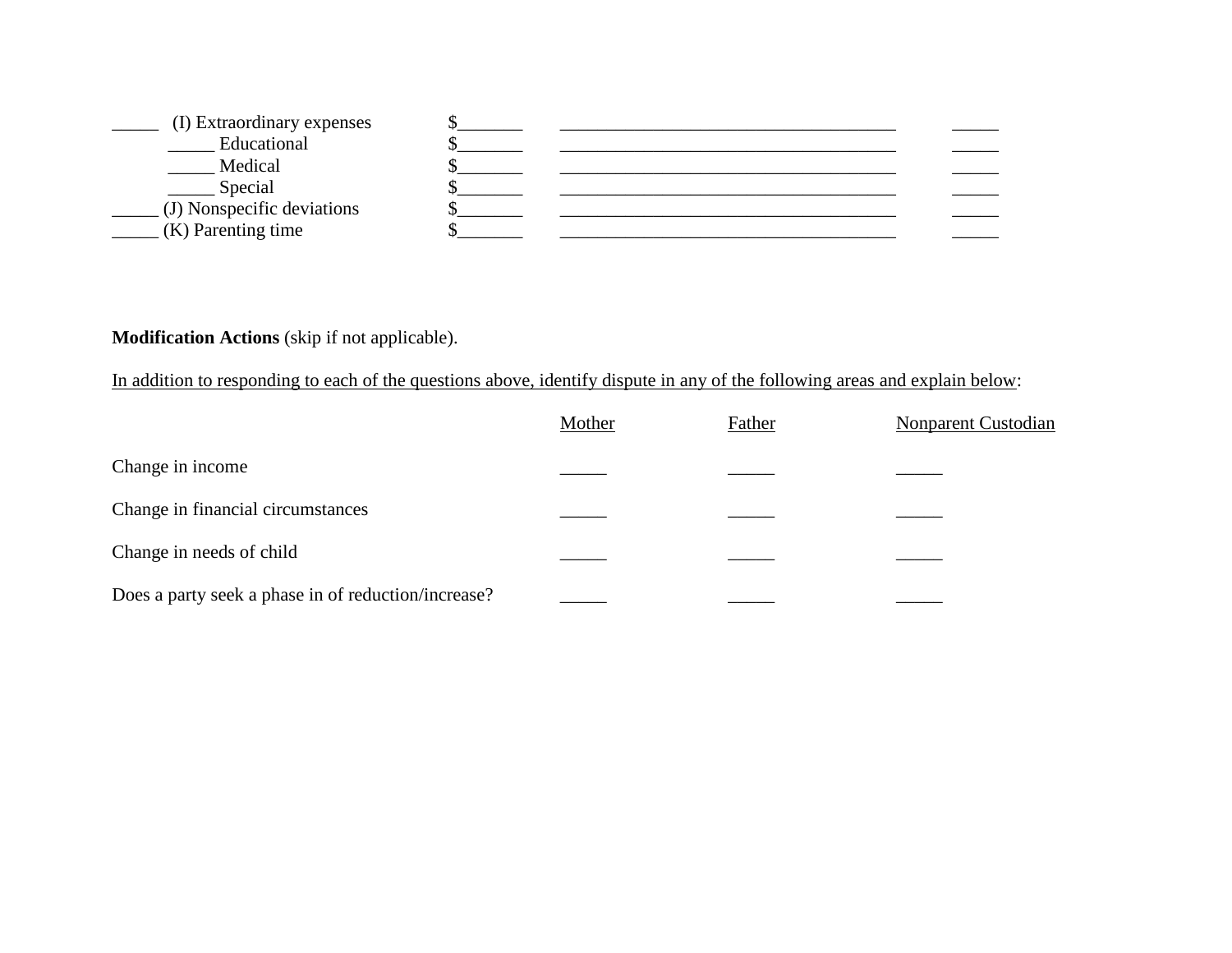| | | | |
|---|---|---|---|
| _____ (I) Extraordinary expenses | $_______ | _____________________________________ | _____ |
| _____ Educational | $_______ | _____________________________________ | _____ |
| _____ Medical | $_______ | _____________________________________ | _____ |
| _____ Special | $_______ | _____________________________________ | _____ |
| _____ (J) Nonspecific deviations | $_______ | _____________________________________ | _____ |
| _____ (K) Parenting time | $_______ | _____________________________________ | _____ |

**Modification Actions** (skip if not applicable).

In addition to responding to each of the questions above, identify dispute in any of the following areas and explain below:

| | Mother | Father | Nonparent Custodian |
|---|---|---|---|
| Change in income | _____ | _____ | _____ |
| Change in financial circumstances | _____ | _____ | _____ |
| Change in needs of child | _____ | _____ | _____ |
| Does a party seek a phase in of reduction/increase? | _____ | _____ | _____ |